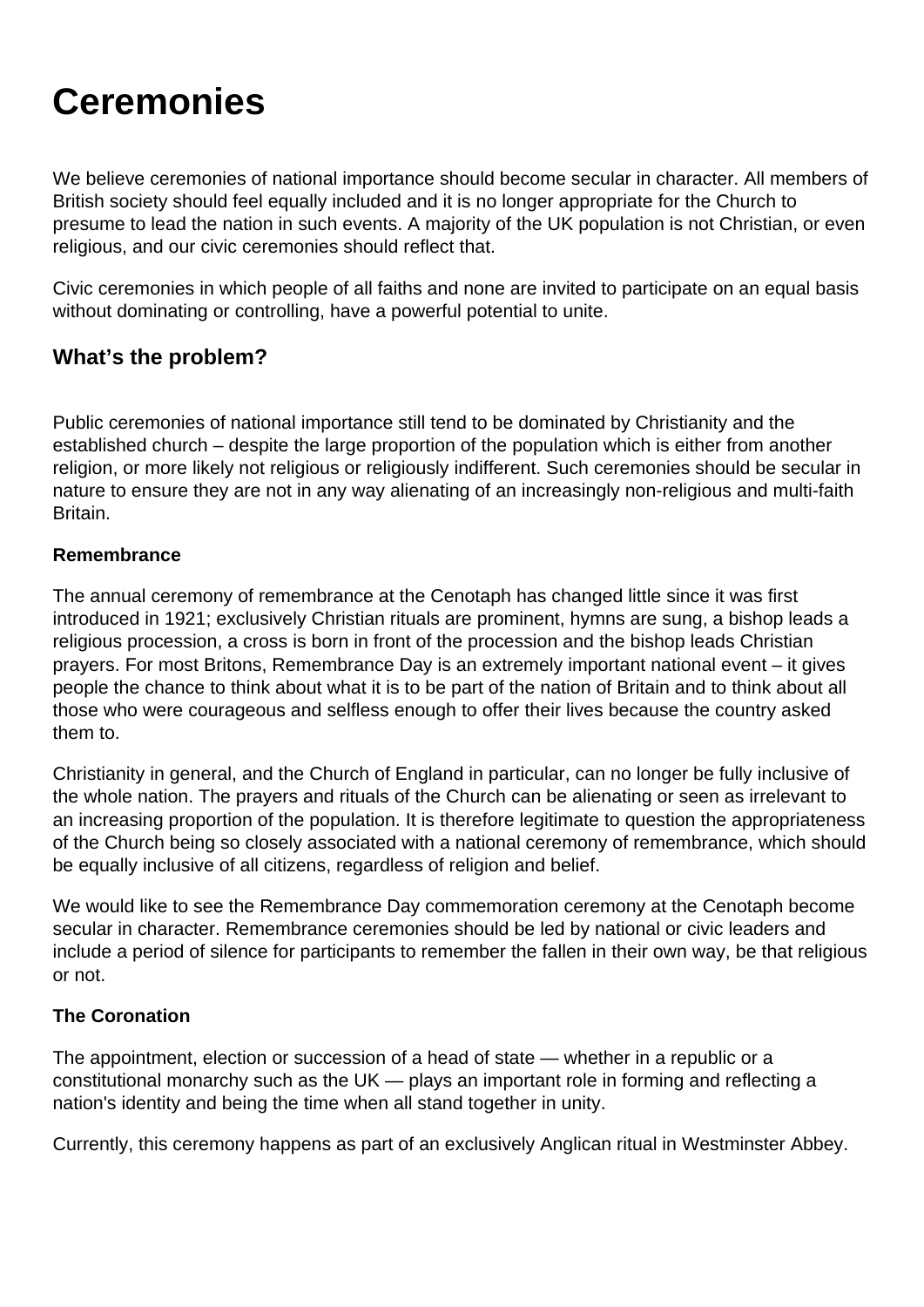# Ceremonies

We believe ceremonies of national importance should become secular in character. All members of British society should feel equally included and it is no longer appropriate for the Church to presume to lead the nation in such events. A majority of the UK population is not Christian, or even religious, and our civic ceremonies should reflect that.

Civic ceremonies in which people of all faiths and none are invited to participate on an equal basis without dominating or controlling, have a powerful potential to unite.

## What's the problem?

Public ceremonies of national importance still tend to be dominated by Christianity and the established church – despite the large proportion of the population which is either from another religion, or more likely not religious or religiously indifferent. Such ceremonies should be secular in nature to ensure they are not in any way alienating of an increasingly non-religious and multi-faith Britain.

### Remembrance

The annual ceremony of remembrance at the Cenotaph has changed little since it was first introduced in 1921; exclusively Christian rituals are prominent, hymns are sung, a bishop leads a religious procession, a cross is born in front of the procession and the bishop leads Christian prayers. For most Britons, Remembrance Day is an extremely important national event – it gives people the chance to think about what it is to be part of the nation of Britain and to think about all those who were courageous and selfless enough to offer their lives because the country asked them to.

Christianity in general, and the Church of England in particular, can no longer be fully inclusive of the whole nation. The prayers and rituals of the Church can be alienating or seen as irrelevant to an increasing proportion of the population. It is therefore legitimate to question the appropriateness of the Church being so closely associated with a national ceremony of remembrance, which should be equally inclusive of all citizens, regardless of religion and belief.

We would like to see the Remembrance Day commemoration ceremony at the Cenotaph become secular in character. Remembrance ceremonies should be led by national or civic leaders and include a period of silence for participants to remember the fallen in their own way, be that religious or not.

### The Coronation

The appointment, election or succession of a head of state — whether in a republic or a constitutional monarchy such as the UK — plays an important role in forming and reflecting a nation's identity and being the time when all stand together in unity.

Currently, this ceremony happens as part of an exclusively Anglican ritual in Westminster Abbey.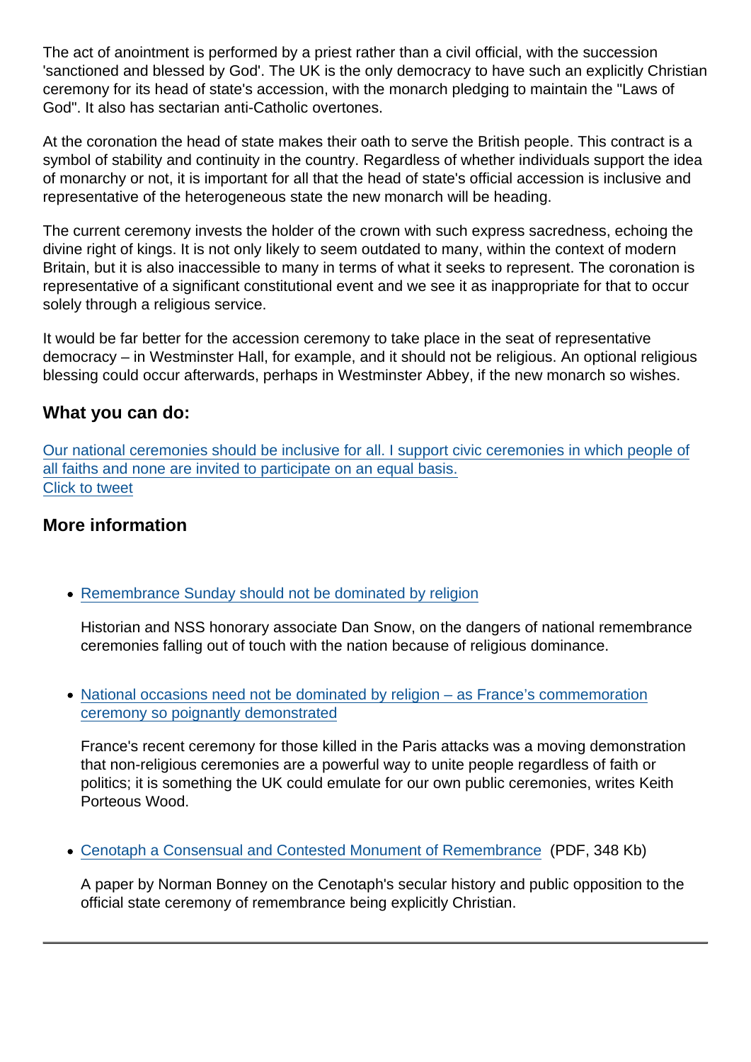The act of anointment is performed by a priest rather than a civil official, with the succession 'sanctioned and blessed by God'. The UK is the only democracy to have such an explicitly Christian ceremony for its head of state's accession, with the monarch pledging to maintain the "Laws of God". It also has sectarian anti-Catholic overtones.

At the coronation the head of state makes their oath to serve the British people. This contract is a symbol of stability and continuity in the country. Regardless of whether individuals support the idea of monarchy or not, it is important for all that the head of state's official accession is inclusive and representative of the heterogeneous state the new monarch will be heading.

The current ceremony invests the holder of the crown with such express sacredness, echoing the divine right of kings. It is not only likely to seem outdated to many, within the context of modern Britain, but it is also inaccessible to many in terms of what it seeks to represent. The coronation is representative of a significant constitutional event and we see it as inappropriate for that to occur solely through a religious service.

It would be far better for the accession ceremony to take place in the seat of representative democracy – in Westminster Hall, for example, and it should not be religious. An optional religious blessing could occur afterwards, perhaps in Westminster Abbey, if the new monarch so wishes.

## What you can do:

Our national ceremonies should be inclusive for all. I support civic ceremonies in which people of all faiths and none are invited to participate on an equal basis.
Click to tweet

## More information

- Remembrance Sunday should not be dominated by religion

  Historian and NSS honorary associate Dan Snow, on the dangers of national remembrance ceremonies falling out of touch with the nation because of religious dominance.

- National occasions need not be dominated by religion – as France's commemoration ceremony so poignantly demonstrated

  France's recent ceremony for those killed in the Paris attacks was a moving demonstration that non-religious ceremonies are a powerful way to unite people regardless of faith or politics; it is something the UK could emulate for our own public ceremonies, writes Keith Porteous Wood.

- Cenotaph a Consensual and Contested Monument of Remembrance (PDF, 348 Kb)

  A paper by Norman Bonney on the Cenotaph's secular history and public opposition to the official state ceremony of remembrance being explicitly Christian.

---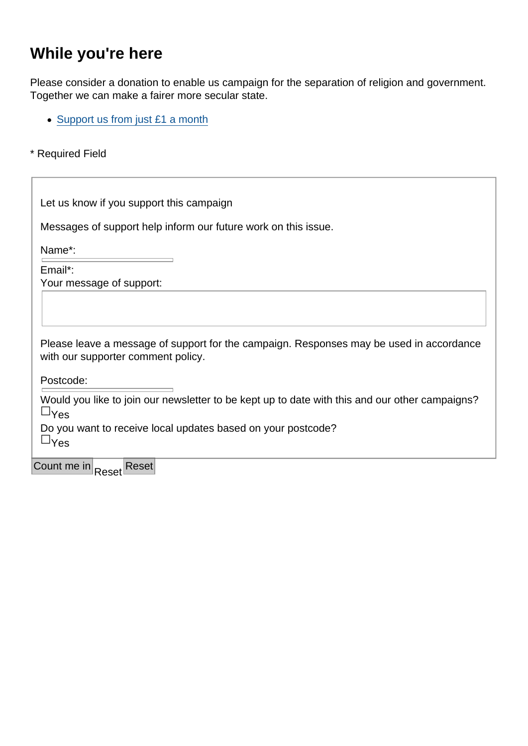## While you're here

Please consider a donation to enable us campaign for the separation of religion and government. Together we can make a fairer more secular state.

- Support us from just £1 a month

* Required Field

Let us know if you support this campaign

Messages of support help inform our future work on this issue.

Name*:

Email*:

Your message of support:

Please leave a message of support for the campaign. Responses may be used in accordance with our supporter comment policy.

Postcode:

Would you like to join our newsletter to be kept up to date with this and our other campaigns?

☐Yes

Do you want to receive local updates based on your postcode?

☐Yes

Count me in Reset Reset